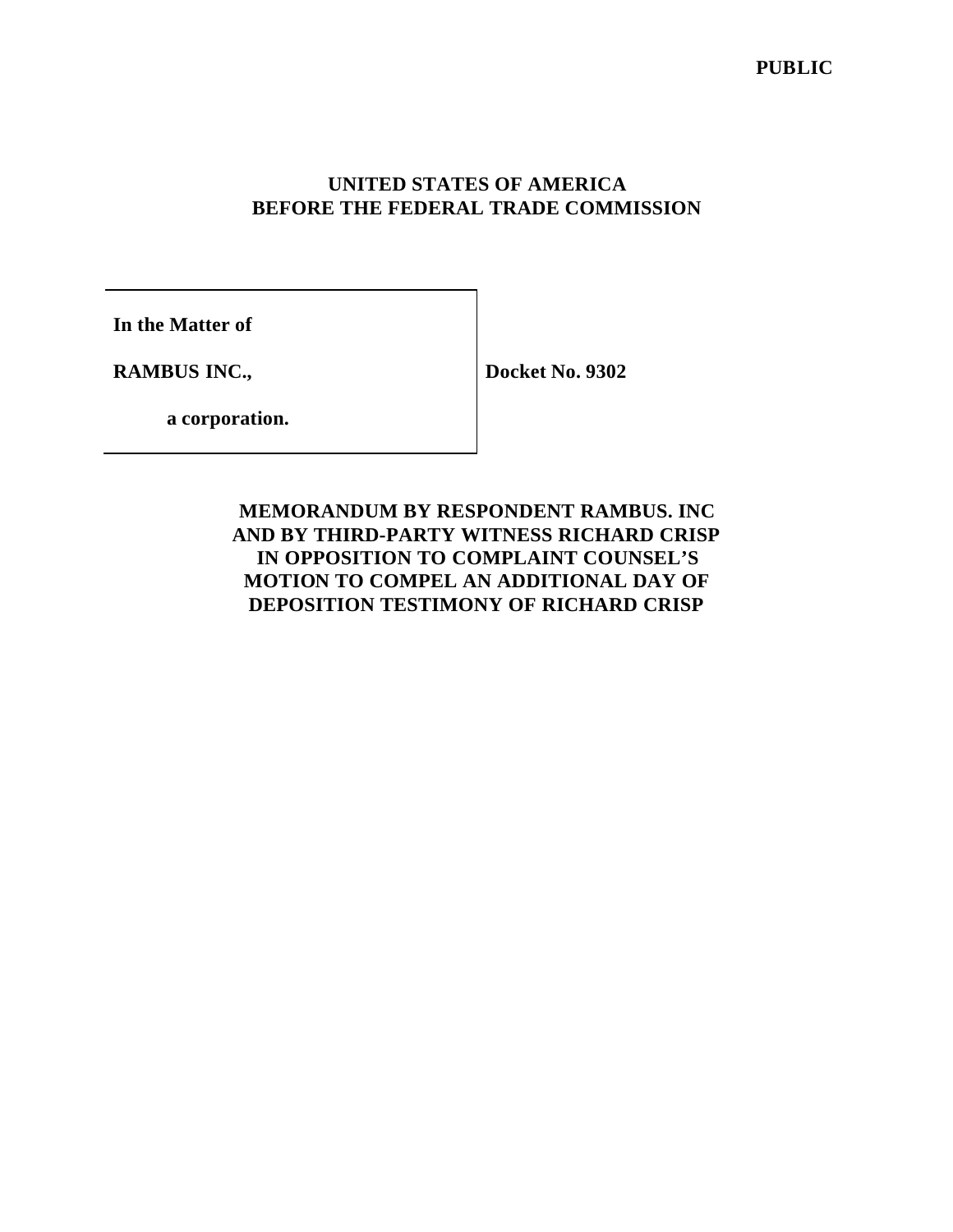**PUBLIC**

**UNITED STATES OF AMERICA**
**BEFORE THE FEDERAL TRADE COMMISSION**

| | |
|---|---|
| **In the Matter of** **RAMBUS INC.,** **a corporation.** | **Docket No. 9302** |

**MEMORANDUM BY RESPONDENT RAMBUS. INC AND BY THIRD-PARTY WITNESS RICHARD CRISP IN OPPOSITION TO COMPLAINT COUNSEL'S MOTION TO COMPEL AN ADDITIONAL DAY OF DEPOSITION TESTIMONY OF RICHARD CRISP**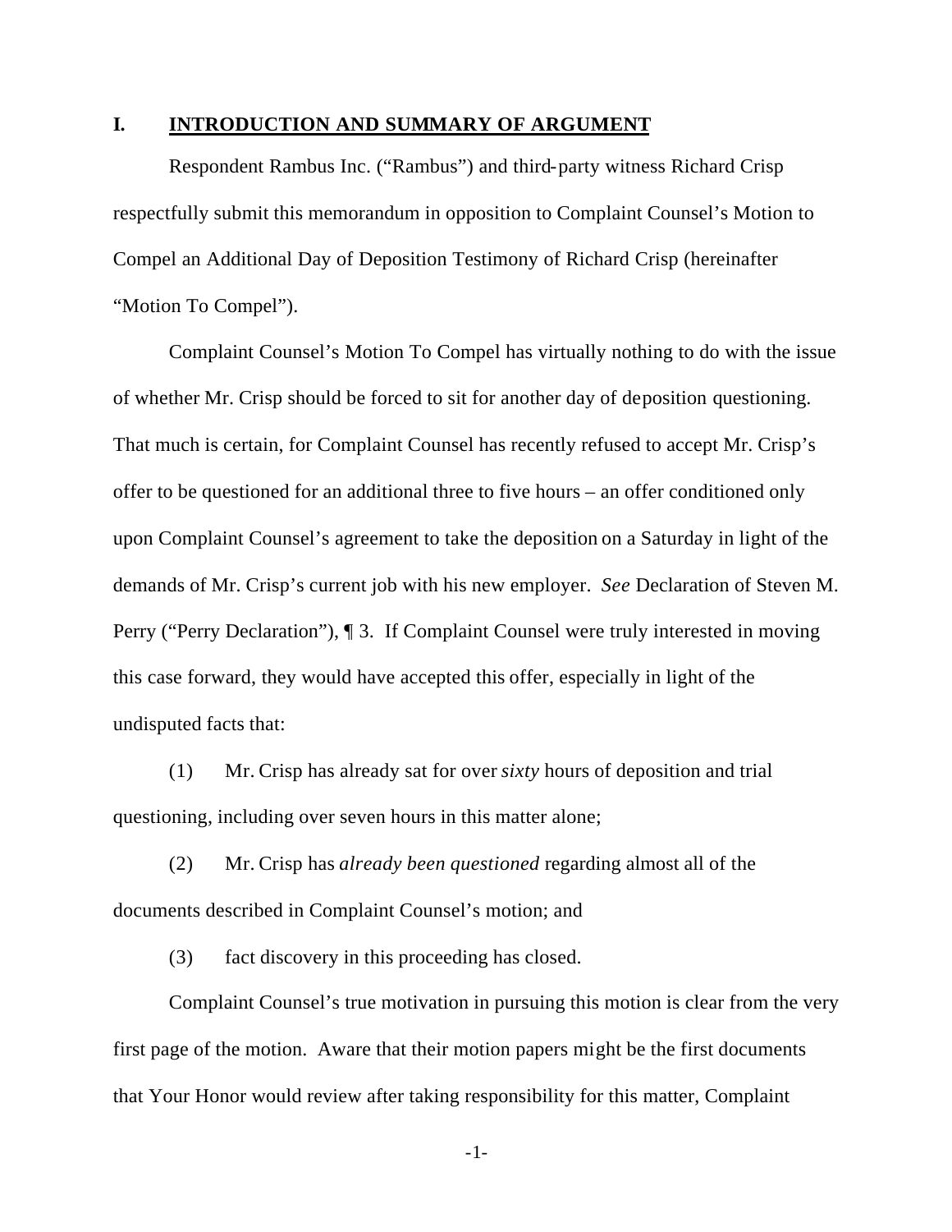## I. INTRODUCTION AND SUMMARY OF ARGUMENT

Respondent Rambus Inc. ("Rambus") and third-party witness Richard Crisp respectfully submit this memorandum in opposition to Complaint Counsel's Motion to Compel an Additional Day of Deposition Testimony of Richard Crisp (hereinafter "Motion To Compel").

Complaint Counsel's Motion To Compel has virtually nothing to do with the issue of whether Mr. Crisp should be forced to sit for another day of deposition questioning. That much is certain, for Complaint Counsel has recently refused to accept Mr. Crisp's offer to be questioned for an additional three to five hours – an offer conditioned only upon Complaint Counsel's agreement to take the deposition on a Saturday in light of the demands of Mr. Crisp's current job with his new employer. *See* Declaration of Steven M. Perry ("Perry Declaration"), ¶ 3. If Complaint Counsel were truly interested in moving this case forward, they would have accepted this offer, especially in light of the undisputed facts that:

(1) Mr. Crisp has already sat for over *sixty* hours of deposition and trial questioning, including over seven hours in this matter alone;

(2) Mr. Crisp has *already been questioned* regarding almost all of the documents described in Complaint Counsel's motion; and

(3) fact discovery in this proceeding has closed.

Complaint Counsel's true motivation in pursuing this motion is clear from the very first page of the motion. Aware that their motion papers might be the first documents that Your Honor would review after taking responsibility for this matter, Complaint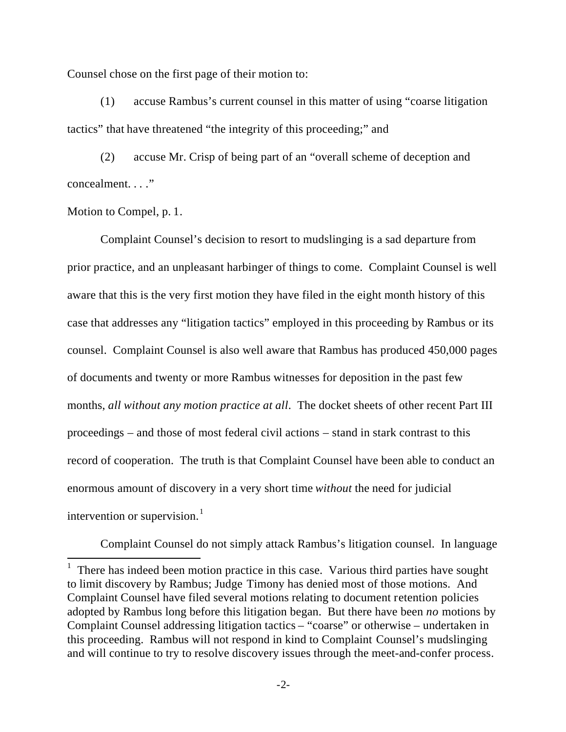Counsel chose on the first page of their motion to:

(1) accuse Rambus's current counsel in this matter of using "coarse litigation tactics" that have threatened "the integrity of this proceeding;" and

(2) accuse Mr. Crisp of being part of an "overall scheme of deception and concealment. . . ."

Motion to Compel, p. 1.

Complaint Counsel's decision to resort to mudslinging is a sad departure from prior practice, and an unpleasant harbinger of things to come. Complaint Counsel is well aware that this is the very first motion they have filed in the eight month history of this case that addresses any "litigation tactics" employed in this proceeding by Rambus or its counsel. Complaint Counsel is also well aware that Rambus has produced 450,000 pages of documents and twenty or more Rambus witnesses for deposition in the past few months, *all without any motion practice at all*. The docket sheets of other recent Part III proceedings – and those of most federal civil actions – stand in stark contrast to this record of cooperation. The truth is that Complaint Counsel have been able to conduct an enormous amount of discovery in a very short time *without* the need for judicial intervention or supervision.[1]

Complaint Counsel do not simply attack Rambus's litigation counsel. In language

[1] There has indeed been motion practice in this case. Various third parties have sought to limit discovery by Rambus; Judge Timony has denied most of those motions. And Complaint Counsel have filed several motions relating to document retention policies adopted by Rambus long before this litigation began. But there have been *no* motions by Complaint Counsel addressing litigation tactics – "coarse" or otherwise – undertaken in this proceeding. Rambus will not respond in kind to Complaint Counsel's mudslinging and will continue to try to resolve discovery issues through the meet-and-confer process.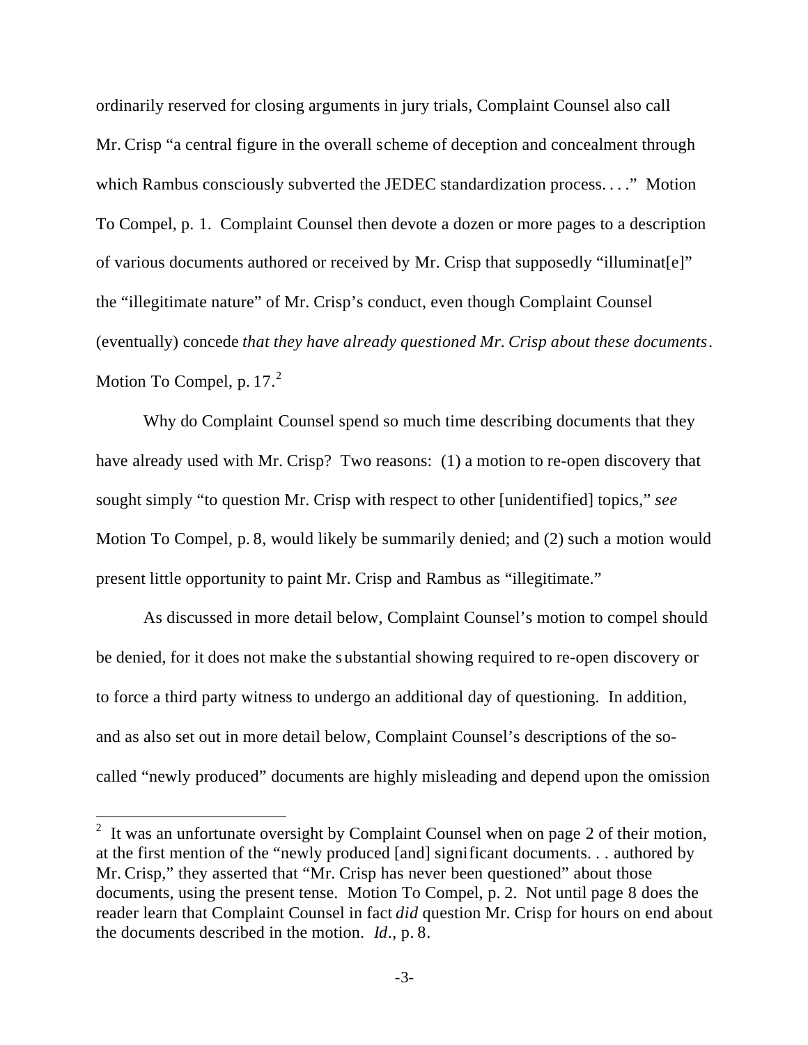ordinarily reserved for closing arguments in jury trials, Complaint Counsel also call Mr. Crisp "a central figure in the overall scheme of deception and concealment through which Rambus consciously subverted the JEDEC standardization process. . . ." Motion To Compel, p. 1. Complaint Counsel then devote a dozen or more pages to a description of various documents authored or received by Mr. Crisp that supposedly "illuminat[e]" the "illegitimate nature" of Mr. Crisp's conduct, even though Complaint Counsel (eventually) concede *that they have already questioned Mr. Crisp about these documents*. Motion To Compel, p. 17.[2]

Why do Complaint Counsel spend so much time describing documents that they have already used with Mr. Crisp? Two reasons: (1) a motion to re-open discovery that sought simply "to question Mr. Crisp with respect to other [unidentified] topics," *see* Motion To Compel, p. 8, would likely be summarily denied; and (2) such a motion would present little opportunity to paint Mr. Crisp and Rambus as "illegitimate."

As discussed in more detail below, Complaint Counsel's motion to compel should be denied, for it does not make the substantial showing required to re-open discovery or to force a third party witness to undergo an additional day of questioning. In addition, and as also set out in more detail below, Complaint Counsel's descriptions of the so-called "newly produced" documents are highly misleading and depend upon the omission

---

[2] It was an unfortunate oversight by Complaint Counsel when on page 2 of their motion, at the first mention of the "newly produced [and] significant documents. . . authored by Mr. Crisp," they asserted that "Mr. Crisp has never been questioned" about those documents, using the present tense. Motion To Compel, p. 2. Not until page 8 does the reader learn that Complaint Counsel in fact *did* question Mr. Crisp for hours on end about the documents described in the motion. *Id*., p. 8.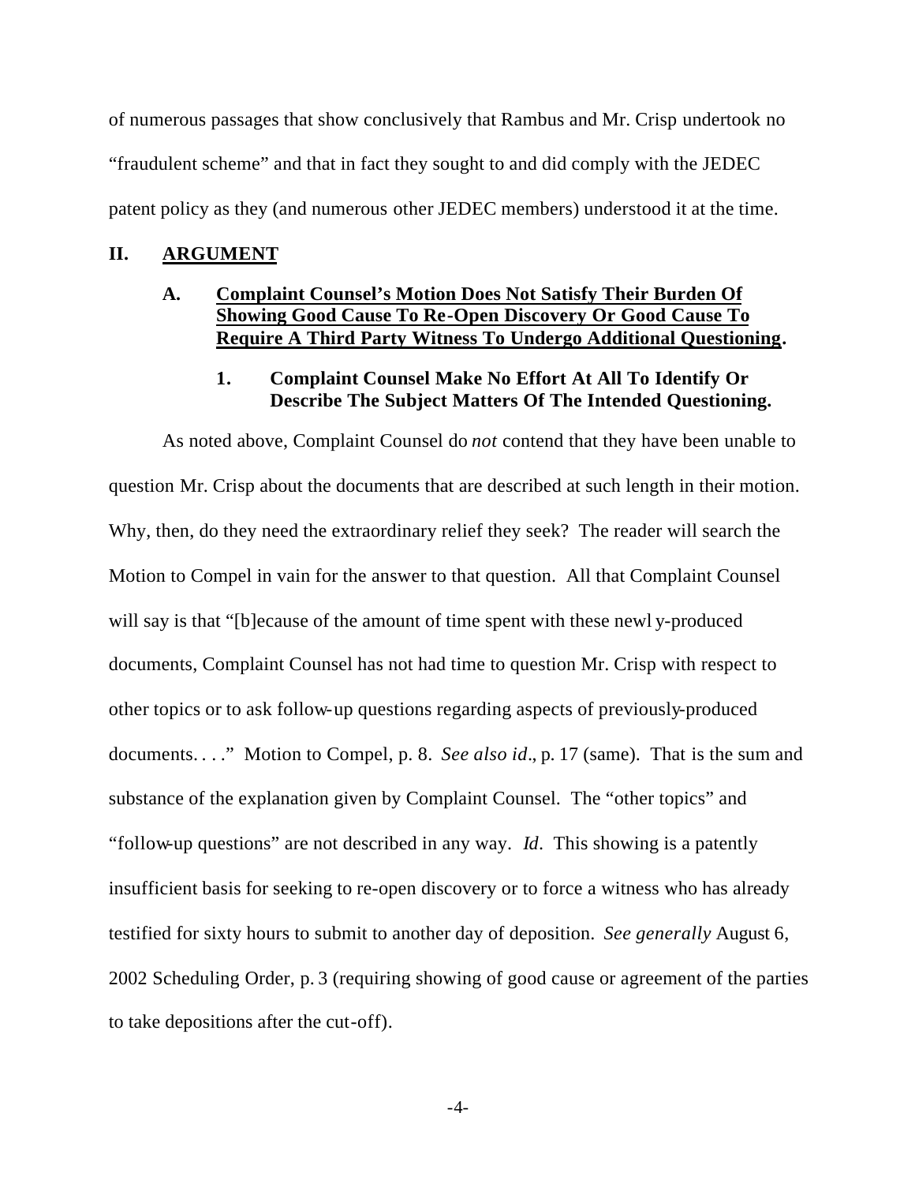of numerous passages that show conclusively that Rambus and Mr. Crisp undertook no "fraudulent scheme" and that in fact they sought to and did comply with the JEDEC patent policy as they (and numerous other JEDEC members) understood it at the time.

## II. ARGUMENT

### A. Complaint Counsel's Motion Does Not Satisfy Their Burden Of Showing Good Cause To Re-Open Discovery Or Good Cause To Require A Third Party Witness To Undergo Additional Questioning.

#### 1. Complaint Counsel Make No Effort At All To Identify Or Describe The Subject Matters Of The Intended Questioning.

As noted above, Complaint Counsel do *not* contend that they have been unable to question Mr. Crisp about the documents that are described at such length in their motion. Why, then, do they need the extraordinary relief they seek? The reader will search the Motion to Compel in vain for the answer to that question. All that Complaint Counsel will say is that "[b]ecause of the amount of time spent with these newly-produced documents, Complaint Counsel has not had time to question Mr. Crisp with respect to other topics or to ask follow-up questions regarding aspects of previously-produced documents. . . ." Motion to Compel, p. 8. *See also id*., p. 17 (same). That is the sum and substance of the explanation given by Complaint Counsel. The "other topics" and "follow-up questions" are not described in any way. *Id*. This showing is a patently insufficient basis for seeking to re-open discovery or to force a witness who has already testified for sixty hours to submit to another day of deposition. *See generally* August 6, 2002 Scheduling Order, p. 3 (requiring showing of good cause or agreement of the parties to take depositions after the cut-off).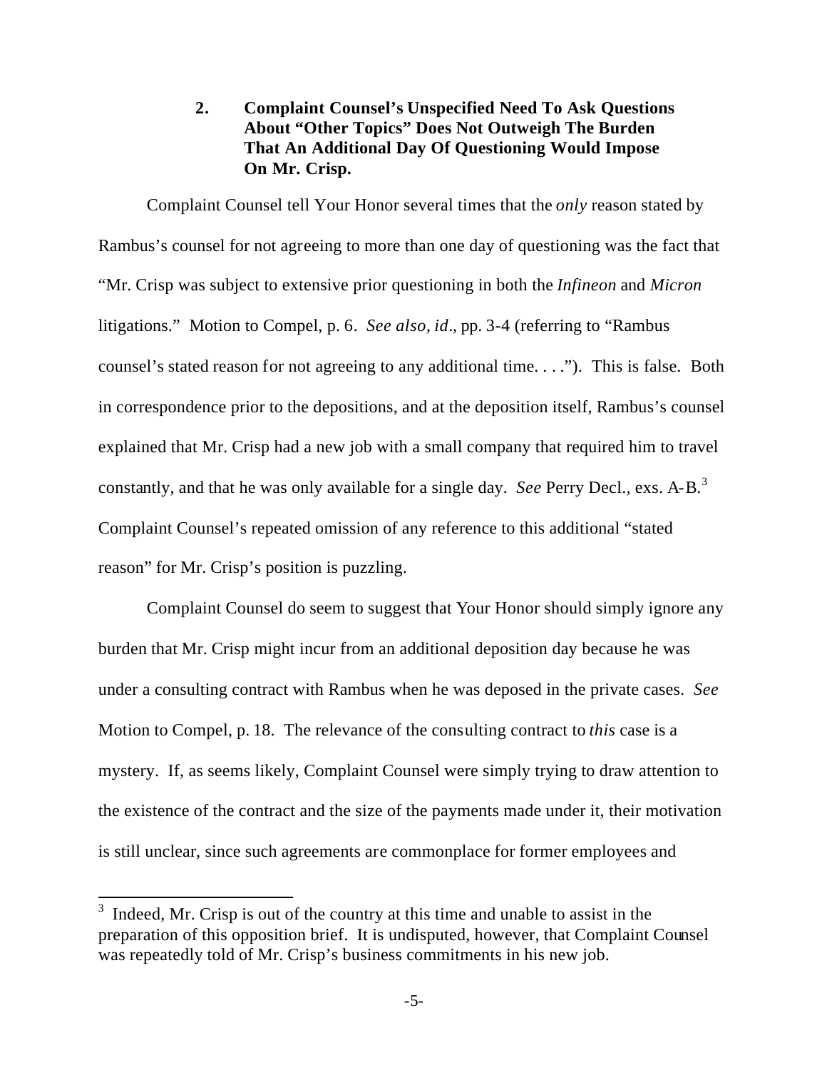### 2. Complaint Counsel's Unspecified Need To Ask Questions About "Other Topics" Does Not Outweigh The Burden That An Additional Day Of Questioning Would Impose On Mr. Crisp.

Complaint Counsel tell Your Honor several times that the *only* reason stated by Rambus's counsel for not agreeing to more than one day of questioning was the fact that "Mr. Crisp was subject to extensive prior questioning in both the *Infineon* and *Micron* litigations." Motion to Compel, p. 6. *See also, id*., pp. 3-4 (referring to "Rambus counsel's stated reason for not agreeing to any additional time. . . ."). This is false. Both in correspondence prior to the depositions, and at the deposition itself, Rambus's counsel explained that Mr. Crisp had a new job with a small company that required him to travel constantly, and that he was only available for a single day. *See* Perry Decl., exs. A-B.[3] Complaint Counsel's repeated omission of any reference to this additional "stated reason" for Mr. Crisp's position is puzzling.

Complaint Counsel do seem to suggest that Your Honor should simply ignore any burden that Mr. Crisp might incur from an additional deposition day because he was under a consulting contract with Rambus when he was deposed in the private cases. *See* Motion to Compel, p. 18. The relevance of the consulting contract to *this* case is a mystery. If, as seems likely, Complaint Counsel were simply trying to draw attention to the existence of the contract and the size of the payments made under it, their motivation is still unclear, since such agreements are commonplace for former employees and

---

[3] Indeed, Mr. Crisp is out of the country at this time and unable to assist in the preparation of this opposition brief. It is undisputed, however, that Complaint Counsel was repeatedly told of Mr. Crisp's business commitments in his new job.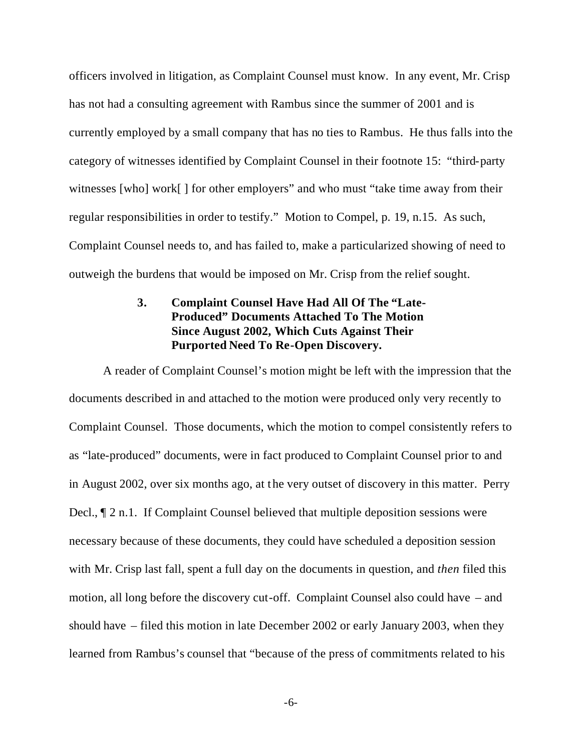officers involved in litigation, as Complaint Counsel must know. In any event, Mr. Crisp has not had a consulting agreement with Rambus since the summer of 2001 and is currently employed by a small company that has no ties to Rambus. He thus falls into the category of witnesses identified by Complaint Counsel in their footnote 15: "third-party witnesses [who] work[ ] for other employers" and who must "take time away from their regular responsibilities in order to testify." Motion to Compel, p. 19, n.15. As such, Complaint Counsel needs to, and has failed to, make a particularized showing of need to outweigh the burdens that would be imposed on Mr. Crisp from the relief sought.

### 3. Complaint Counsel Have Had All Of The "Late-Produced" Documents Attached To The Motion Since August 2002, Which Cuts Against Their Purported Need To Re-Open Discovery.

A reader of Complaint Counsel's motion might be left with the impression that the documents described in and attached to the motion were produced only very recently to Complaint Counsel. Those documents, which the motion to compel consistently refers to as "late-produced" documents, were in fact produced to Complaint Counsel prior to and in August 2002, over six months ago, at the very outset of discovery in this matter. Perry Decl., ¶ 2 n.1. If Complaint Counsel believed that multiple deposition sessions were necessary because of these documents, they could have scheduled a deposition session with Mr. Crisp last fall, spent a full day on the documents in question, and *then* filed this motion, all long before the discovery cut-off. Complaint Counsel also could have – and should have – filed this motion in late December 2002 or early January 2003, when they learned from Rambus's counsel that "because of the press of commitments related to his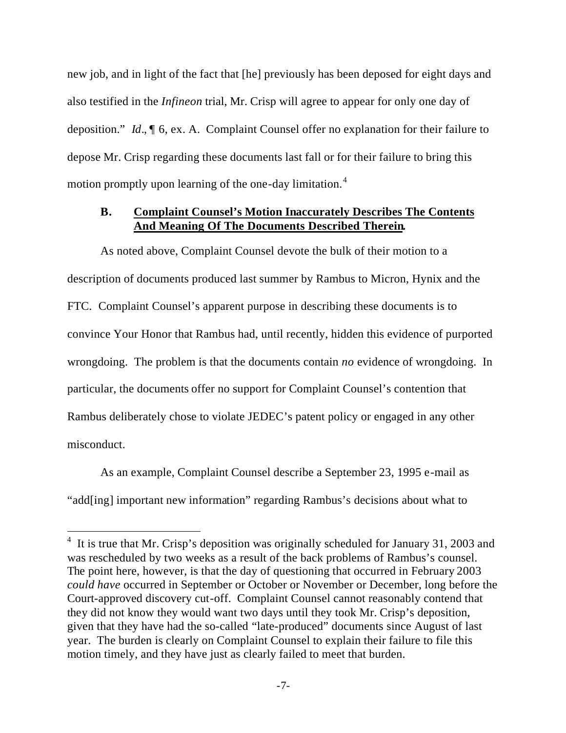new job, and in light of the fact that [he] previously has been deposed for eight days and also testified in the *Infineon* trial, Mr. Crisp will agree to appear for only one day of deposition." *Id*., ¶ 6, ex. A. Complaint Counsel offer no explanation for their failure to depose Mr. Crisp regarding these documents last fall or for their failure to bring this motion promptly upon learning of the one-day limitation.[4]

### B. Complaint Counsel's Motion Inaccurately Describes The Contents And Meaning Of The Documents Described Therein.

As noted above, Complaint Counsel devote the bulk of their motion to a description of documents produced last summer by Rambus to Micron, Hynix and the FTC. Complaint Counsel's apparent purpose in describing these documents is to convince Your Honor that Rambus had, until recently, hidden this evidence of purported wrongdoing. The problem is that the documents contain *no* evidence of wrongdoing. In particular, the documents offer no support for Complaint Counsel's contention that Rambus deliberately chose to violate JEDEC's patent policy or engaged in any other misconduct.

As an example, Complaint Counsel describe a September 23, 1995 e-mail as "add[ing] important new information" regarding Rambus's decisions about what to

[4] It is true that Mr. Crisp's deposition was originally scheduled for January 31, 2003 and was rescheduled by two weeks as a result of the back problems of Rambus's counsel. The point here, however, is that the day of questioning that occurred in February 2003 *could have* occurred in September or October or November or December, long before the Court-approved discovery cut-off. Complaint Counsel cannot reasonably contend that they did not know they would want two days until they took Mr. Crisp's deposition, given that they have had the so-called "late-produced" documents since August of last year. The burden is clearly on Complaint Counsel to explain their failure to file this motion timely, and they have just as clearly failed to meet that burden.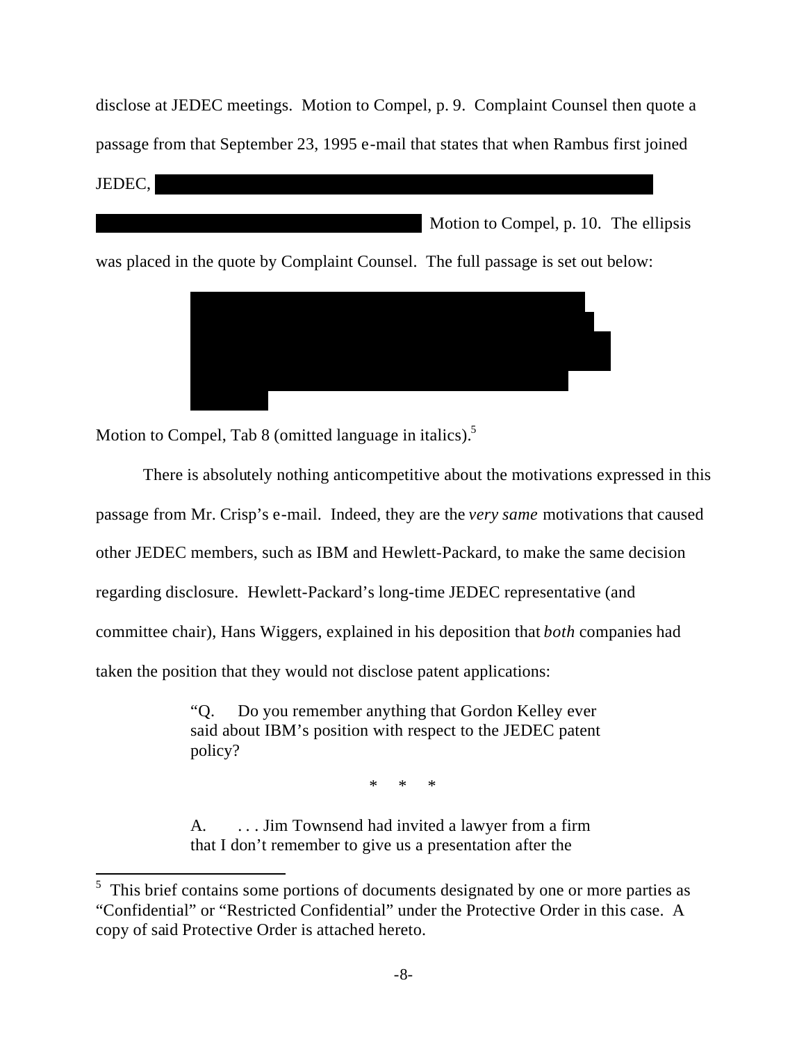disclose at JEDEC meetings. Motion to Compel, p. 9. Complaint Counsel then quote a passage from that September 23, 1995 e-mail that states that when Rambus first joined JEDEC, [REDACTED] Motion to Compel, p. 10. The ellipsis was placed in the quote by Complaint Counsel. The full passage is set out below:

> [REDACTED]

Motion to Compel, Tab 8 (omitted language in italics).[5]

There is absolutely nothing anticompetitive about the motivations expressed in this passage from Mr. Crisp's e-mail. Indeed, they are the *very same* motivations that caused other JEDEC members, such as IBM and Hewlett-Packard, to make the same decision regarding disclosure. Hewlett-Packard's long-time JEDEC representative (and committee chair), Hans Wiggers, explained in his deposition that *both* companies had taken the position that they would not disclose patent applications:

> "Q. Do you remember anything that Gordon Kelley ever said about IBM's position with respect to the JEDEC patent policy?
>
> \* \* \*
>
> A. . . . Jim Townsend had invited a lawyer from a firm that I don't remember to give us a presentation after the

[5] This brief contains some portions of documents designated by one or more parties as "Confidential" or "Restricted Confidential" under the Protective Order in this case. A copy of said Protective Order is attached hereto.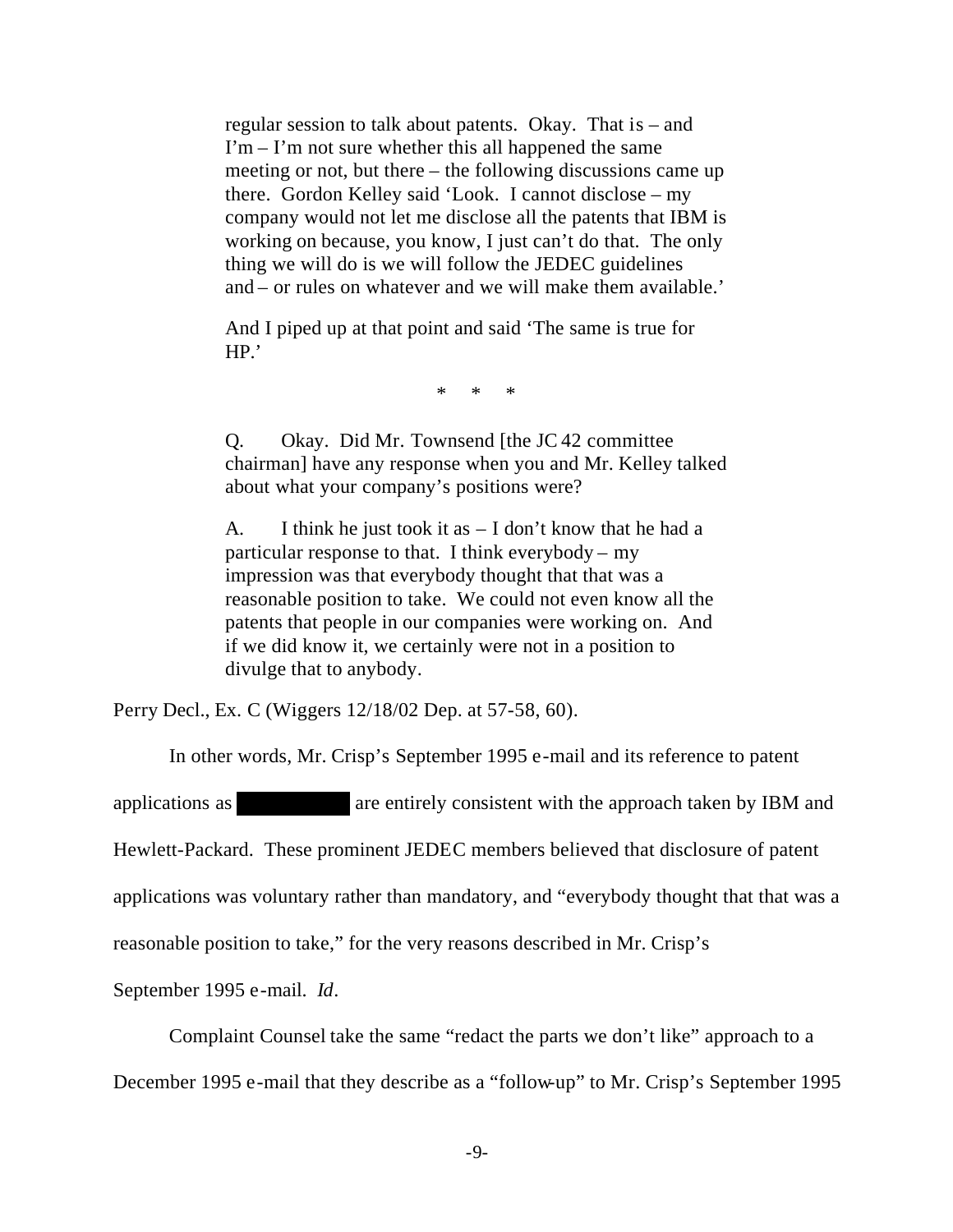> regular session to talk about patents. Okay. That is – and I'm – I'm not sure whether this all happened the same meeting or not, but there – the following discussions came up there. Gordon Kelley said 'Look. I cannot disclose – my company would not let me disclose all the patents that IBM is working on because, you know, I just can't do that. The only thing we will do is we will follow the JEDEC guidelines and – or rules on whatever and we will make them available.'
>
> And I piped up at that point and said 'The same is true for HP.'
>
> \* \* \*
>
> Q. Okay. Did Mr. Townsend [the JC 42 committee chairman] have any response when you and Mr. Kelley talked about what your company's positions were?
>
> A. I think he just took it as – I don't know that he had a particular response to that. I think everybody – my impression was that everybody thought that that was a reasonable position to take. We could not even know all the patents that people in our companies were working on. And if we did know it, we certainly were not in a position to divulge that to anybody.

Perry Decl., Ex. C (Wiggers 12/18/02 Dep. at 57-58, 60).

In other words, Mr. Crisp's September 1995 e-mail and its reference to patent applications as ██████ are entirely consistent with the approach taken by IBM and Hewlett-Packard. These prominent JEDEC members believed that disclosure of patent applications was voluntary rather than mandatory, and "everybody thought that that was a reasonable position to take," for the very reasons described in Mr. Crisp's September 1995 e-mail. *Id*.

Complaint Counsel take the same "redact the parts we don't like" approach to a December 1995 e-mail that they describe as a "follow-up" to Mr. Crisp's September 1995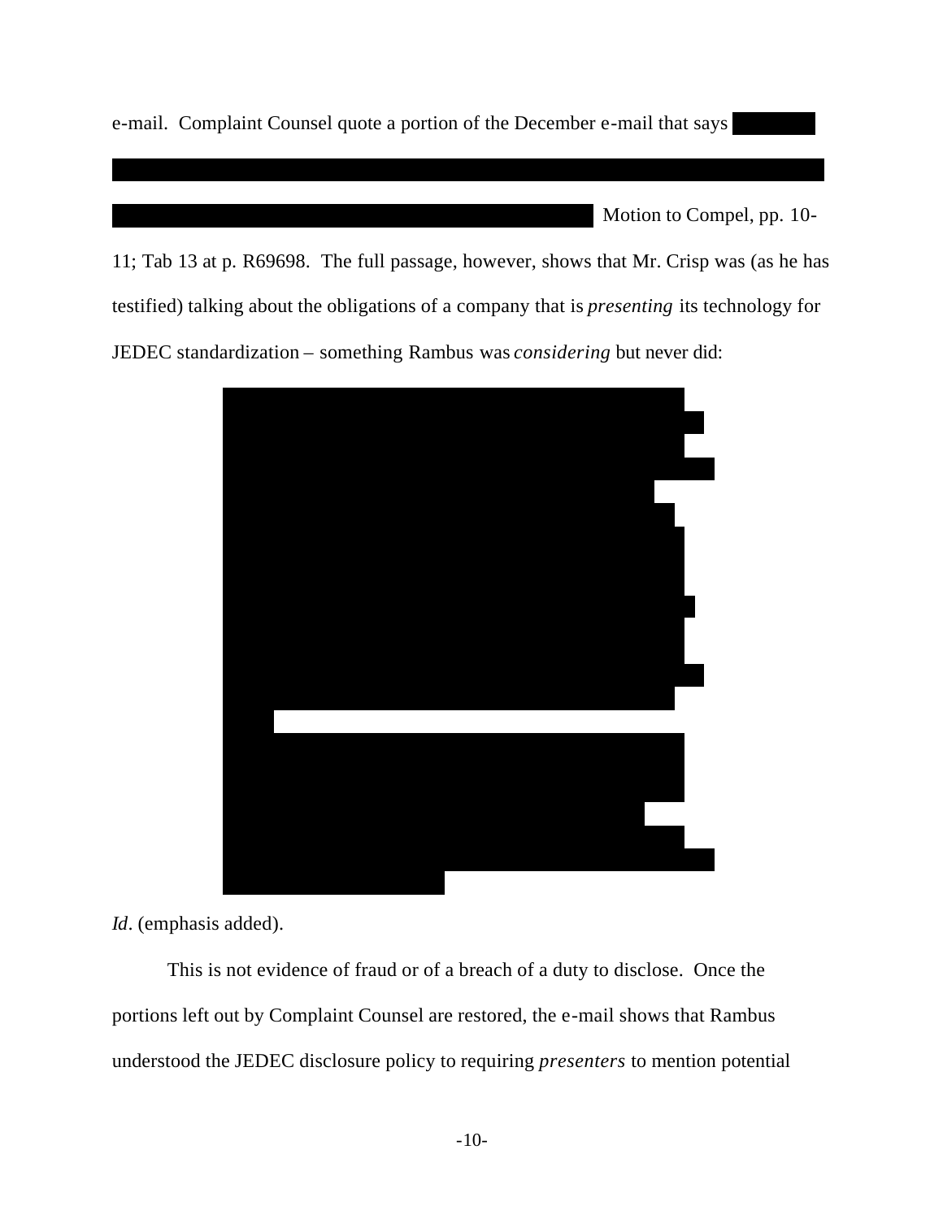e-mail. Complaint Counsel quote a portion of the December e-mail that says Motion to Compel, pp. 10-11; Tab 13 at p. R69698. The full passage, however, shows that Mr. Crisp was (as he has testified) talking about the obligations of a company that is *presenting* its technology for JEDEC standardization – something Rambus was *considering* but never did:

*Id*. (emphasis added).

This is not evidence of fraud or of a breach of a duty to disclose. Once the portions left out by Complaint Counsel are restored, the e-mail shows that Rambus understood the JEDEC disclosure policy to requiring *presenters* to mention potential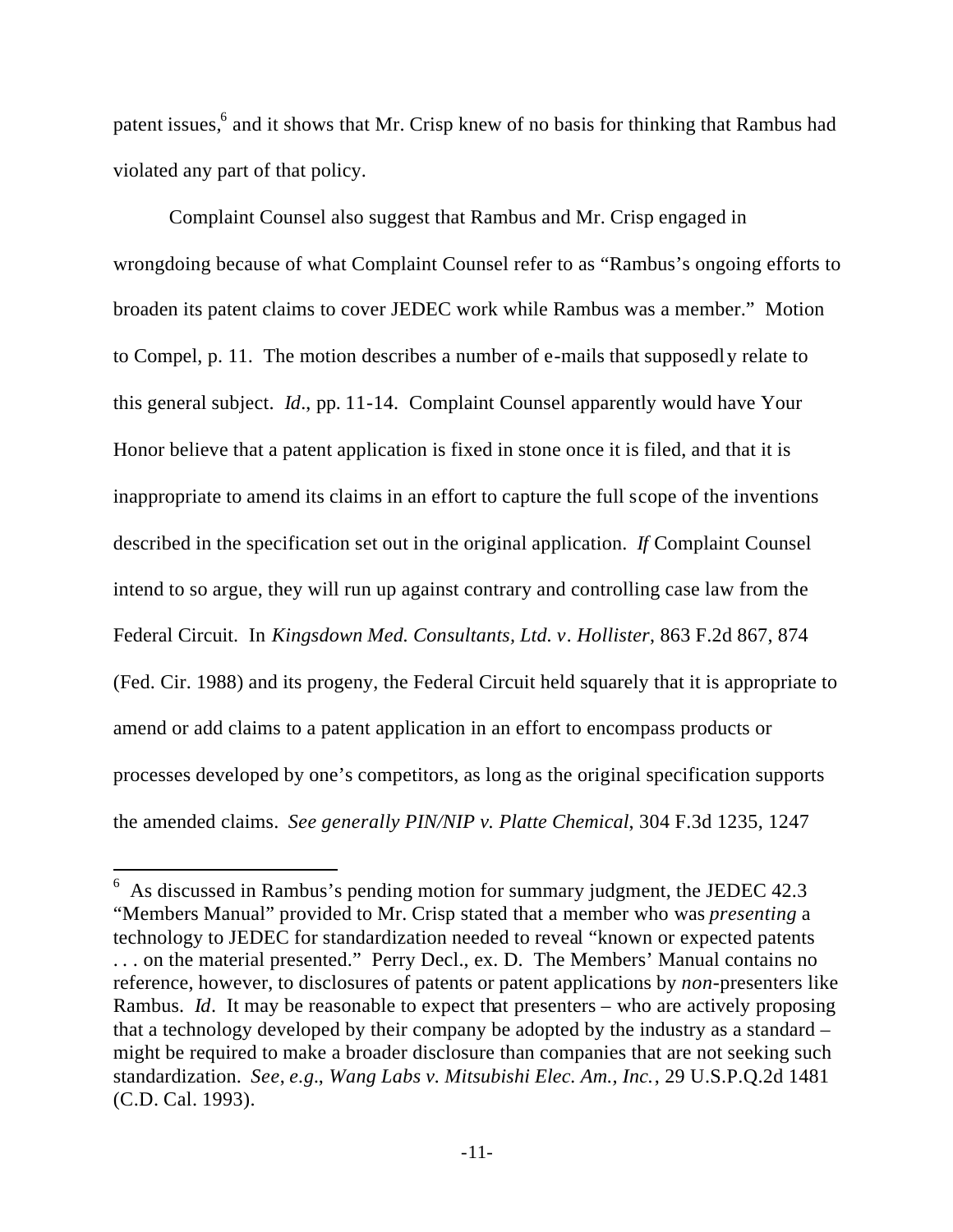patent issues,[6] and it shows that Mr. Crisp knew of no basis for thinking that Rambus had violated any part of that policy.

Complaint Counsel also suggest that Rambus and Mr. Crisp engaged in wrongdoing because of what Complaint Counsel refer to as "Rambus's ongoing efforts to broaden its patent claims to cover JEDEC work while Rambus was a member." Motion to Compel, p. 11. The motion describes a number of e-mails that supposedly relate to this general subject. *Id*., pp. 11-14. Complaint Counsel apparently would have Your Honor believe that a patent application is fixed in stone once it is filed, and that it is inappropriate to amend its claims in an effort to capture the full scope of the inventions described in the specification set out in the original application. *If* Complaint Counsel intend to so argue, they will run up against contrary and controlling case law from the Federal Circuit. In *Kingsdown Med. Consultants, Ltd. v. Hollister*, 863 F.2d 867, 874 (Fed. Cir. 1988) and its progeny, the Federal Circuit held squarely that it is appropriate to amend or add claims to a patent application in an effort to encompass products or processes developed by one's competitors, as long as the original specification supports the amended claims. *See generally PIN/NIP v. Platte Chemical*, 304 F.3d 1235, 1247

---

[6] As discussed in Rambus's pending motion for summary judgment, the JEDEC 42.3 "Members Manual" provided to Mr. Crisp stated that a member who was *presenting* a technology to JEDEC for standardization needed to reveal "known or expected patents . . . on the material presented." Perry Decl., ex. D. The Members' Manual contains no reference, however, to disclosures of patents or patent applications by *non*-presenters like Rambus. *Id*. It may be reasonable to expect that presenters – who are actively proposing that a technology developed by their company be adopted by the industry as a standard – might be required to make a broader disclosure than companies that are not seeking such standardization. *See, e.g.*, *Wang Labs v. Mitsubishi Elec. Am., Inc.*, 29 U.S.P.Q.2d 1481 (C.D. Cal. 1993).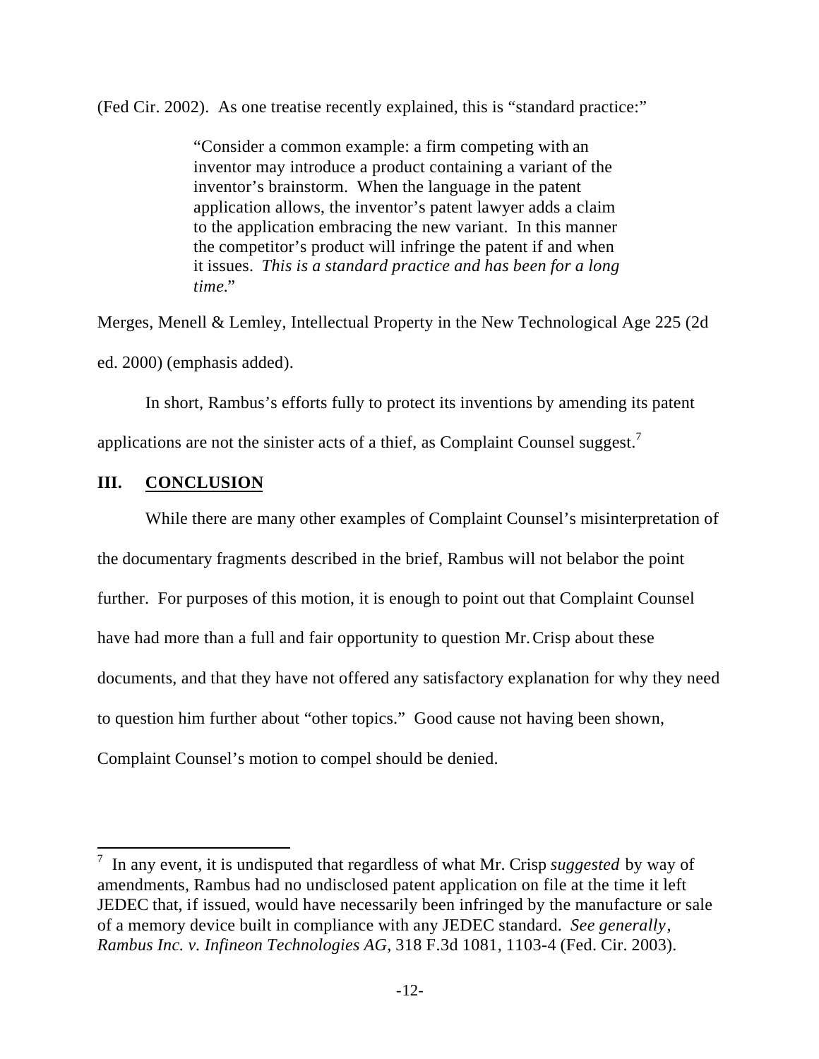(Fed Cir. 2002). As one treatise recently explained, this is "standard practice:"

> "Consider a common example: a firm competing with an inventor may introduce a product containing a variant of the inventor's brainstorm. When the language in the patent application allows, the inventor's patent lawyer adds a claim to the application embracing the new variant. In this manner the competitor's product will infringe the patent if and when it issues. *This is a standard practice and has been for a long time.*"

Merges, Menell & Lemley, Intellectual Property in the New Technological Age 225 (2d ed. 2000) (emphasis added).

In short, Rambus's efforts fully to protect its inventions by amending its patent applications are not the sinister acts of a thief, as Complaint Counsel suggest.[7]

## III. CONCLUSION

While there are many other examples of Complaint Counsel's misinterpretation of the documentary fragments described in the brief, Rambus will not belabor the point further. For purposes of this motion, it is enough to point out that Complaint Counsel have had more than a full and fair opportunity to question Mr. Crisp about these documents, and that they have not offered any satisfactory explanation for why they need to question him further about "other topics." Good cause not having been shown, Complaint Counsel's motion to compel should be denied.

---

[7] In any event, it is undisputed that regardless of what Mr. Crisp *suggested* by way of amendments, Rambus had no undisclosed patent application on file at the time it left JEDEC that, if issued, would have necessarily been infringed by the manufacture or sale of a memory device built in compliance with any JEDEC standard. *See generally*, *Rambus Inc. v. Infineon Technologies AG*, 318 F.3d 1081, 1103-4 (Fed. Cir. 2003).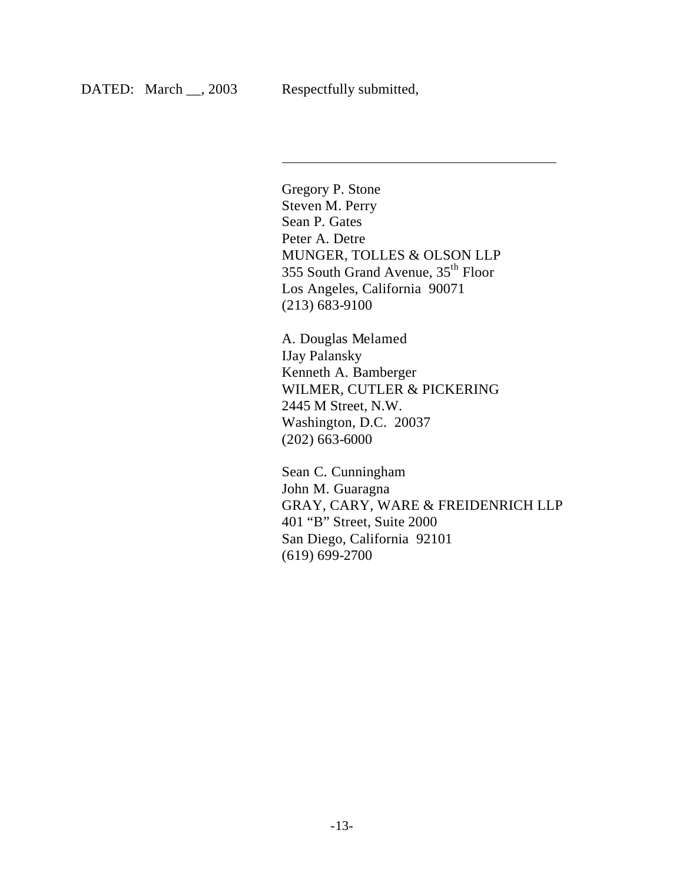DATED: March __, 2003 Respectfully submitted,

\_\_\_\_\_\_\_\_\_\_\_\_\_\_\_\_\_\_\_\_\_\_\_\_\_\_\_\_\_\_\_\_\_\_\_\_\_\_

Gregory P. Stone
Steven M. Perry
Sean P. Gates
Peter A. Detre
MUNGER, TOLLES & OLSON LLP
355 South Grand Avenue, 35th Floor
Los Angeles, California 90071
(213) 683-9100

A. Douglas Melamed
IJay Palansky
Kenneth A. Bamberger
WILMER, CUTLER & PICKERING
2445 M Street, N.W.
Washington, D.C. 20037
(202) 663-6000

Sean C. Cunningham
John M. Guaragna
GRAY, CARY, WARE & FREIDENRICH LLP
401 "B" Street, Suite 2000
San Diego, California 92101
(619) 699-2700